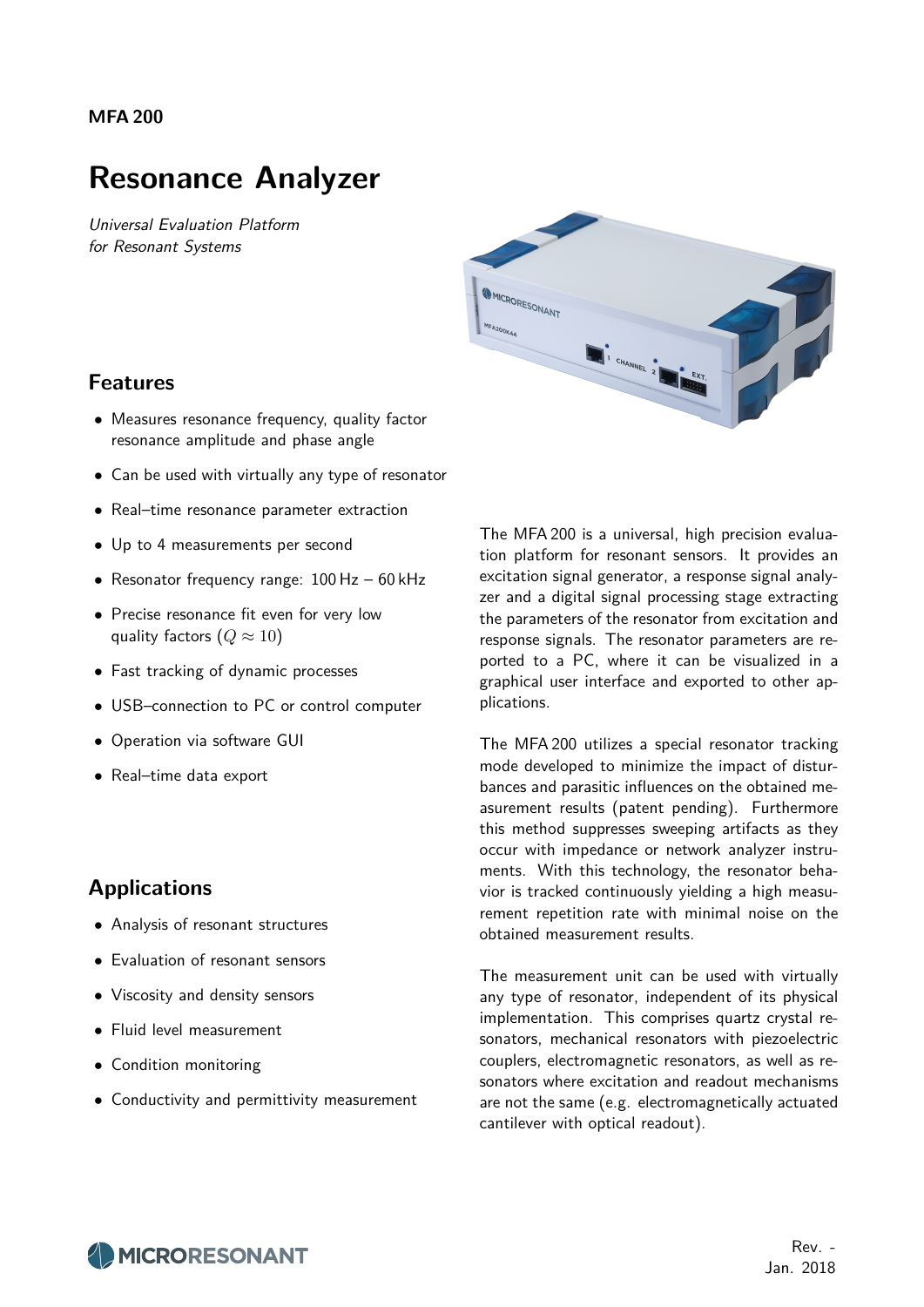**MFA 200**

# Resonance Analyzer

*Universal Evaluation Platform for Resonant Systems*

## Features

- Measures resonance frequency, quality factor resonance amplitude and phase angle
- Can be used with virtually any type of resonator
- Real–time resonance parameter extraction
- Up to 4 measurements per second
- Resonator frequency range: 100 Hz – 60 kHz
- Precise resonance fit even for very low quality factors ($Q \approx 10$)
- Fast tracking of dynamic processes
- USB–connection to PC or control computer
- Operation via software GUI
- Real–time data export

## Applications

- Analysis of resonant structures
- Evaluation of resonant sensors
- Viscosity and density sensors
- Fluid level measurement
- Condition monitoring
- Conductivity and permittivity measurement

The MFA 200 is a universal, high precision evaluation platform for resonant sensors. It provides an excitation signal generator, a response signal analyzer and a digital signal processing stage extracting the parameters of the resonator from excitation and response signals. The resonator parameters are reported to a PC, where it can be visualized in a graphical user interface and exported to other applications.

The MFA 200 utilizes a special resonator tracking mode developed to minimize the impact of disturbances and parasitic influences on the obtained measurement results (patent pending). Furthermore this method suppresses sweeping artifacts as they occur with impedance or network analyzer instruments. With this technology, the resonator behavior is tracked continuously yielding a high measurement repetition rate with minimal noise on the obtained measurement results.

The measurement unit can be used with virtually any type of resonator, independent of its physical implementation. This comprises quartz crystal resonators, mechanical resonators with piezoelectric couplers, electromagnetic resonators, as well as resonators where excitation and readout mechanisms are not the same (e.g. electromagnetically actuated cantilever with optical readout).

Rev. -
Jan. 2018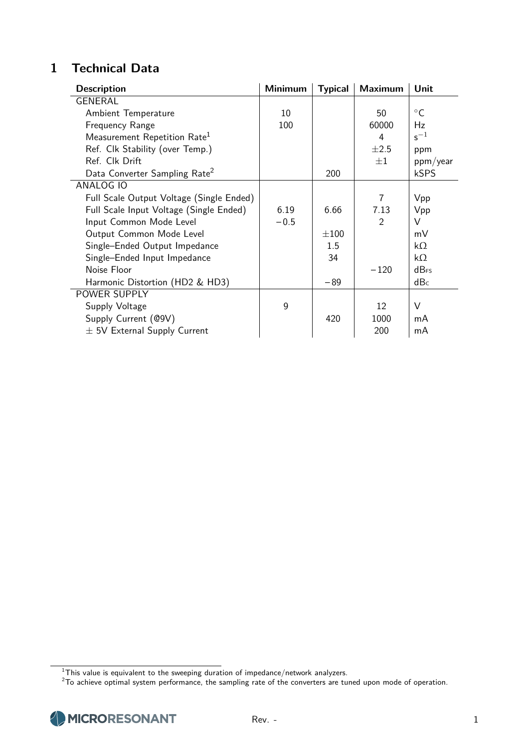# 1 Technical Data

| Description | Minimum | Typical | Maximum | Unit |
|---|---|---|---|---|
| GENERAL | | | | |
| Ambient Temperature | 10 | | 50 | °C |
| Frequency Range | 100 | | 60000 | Hz |
| Measurement Repetition Rate[1] | | | 4 | $s^{-1}$ |
| Ref. Clk Stability (over Temp.) | | | ±2.5 | ppm |
| Ref. Clk Drift | | | ±1 | ppm/year |
| Data Converter Sampling Rate[2] | | 200 | | kSPS |
| ANALOG IO | | | | |
| Full Scale Output Voltage (Single Ended) | | | 7 | Vpp |
| Full Scale Input Voltage (Single Ended) | 6.19 | 6.66 | 7.13 | Vpp |
| Input Common Mode Level | −0.5 | | 2 | V |
| Output Common Mode Level | | ±100 | | mV |
| Single–Ended Output Impedance | | 1.5 | | kΩ |
| Single–Ended Input Impedance | | 34 | | kΩ |
| Noise Floor | | | −120 | $dB_{FS}$ |
| Harmonic Distortion (HD2 & HD3) | | −89 | | $dB_{C}$ |
| POWER SUPPLY | | | | |
| Supply Voltage | 9 | | 12 | V |
| Supply Current (@9V) | | 420 | 1000 | mA |
| ± 5V External Supply Current | | | 200 | mA |

[1] This value is equivalent to the sweeping duration of impedance/network analyzers.

[2] To achieve optimal system performance, the sampling rate of the converters are tuned upon mode of operation.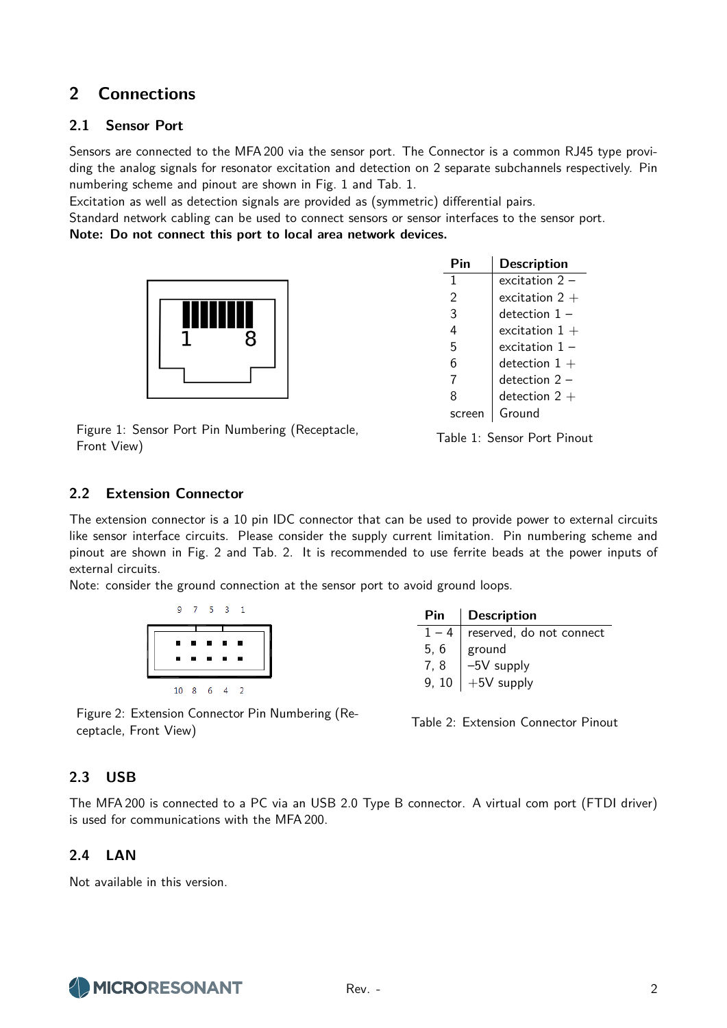## 2 Connections

### 2.1 Sensor Port

Sensors are connected to the MFA 200 via the sensor port. The Connector is a common RJ45 type providing the analog signals for resonator excitation and detection on 2 separate subchannels respectively. Pin numbering scheme and pinout are shown in Fig. 1 and Tab. 1.

Excitation as well as detection signals are provided as (symmetric) differential pairs.

Standard network cabling can be used to connect sensors or sensor interfaces to the sensor port.

**Note: Do not connect this port to local area network devices.**

Figure 1: Sensor Port Pin Numbering (Receptacle, Front View)

| Pin | Description |
|---|---|
| 1 | excitation 2 − |
| 2 | excitation 2 + |
| 3 | detection 1 − |
| 4 | excitation 1 + |
| 5 | excitation 1 − |
| 6 | detection 1 + |
| 7 | detection 2 − |
| 8 | detection 2 + |
| screen | Ground |

Table 1: Sensor Port Pinout

### 2.2 Extension Connector

The extension connector is a 10 pin IDC connector that can be used to provide power to external circuits like sensor interface circuits. Please consider the supply current limitation. Pin numbering scheme and pinout are shown in Fig. 2 and Tab. 2. It is recommended to use ferrite beads at the power inputs of external circuits.

Note: consider the ground connection at the sensor port to avoid ground loops.

Figure 2: Extension Connector Pin Numbering (Receptacle, Front View)

| Pin | Description |
|---|---|
| 1 – 4 | reserved, do not connect |
| 5, 6 | ground |
| 7, 8 | –5V supply |
| 9, 10 | +5V supply |

Table 2: Extension Connector Pinout

### 2.3 USB

The MFA 200 is connected to a PC via an USB 2.0 Type B connector. A virtual com port (FTDI driver) is used for communications with the MFA 200.

### 2.4 LAN

Not available in this version.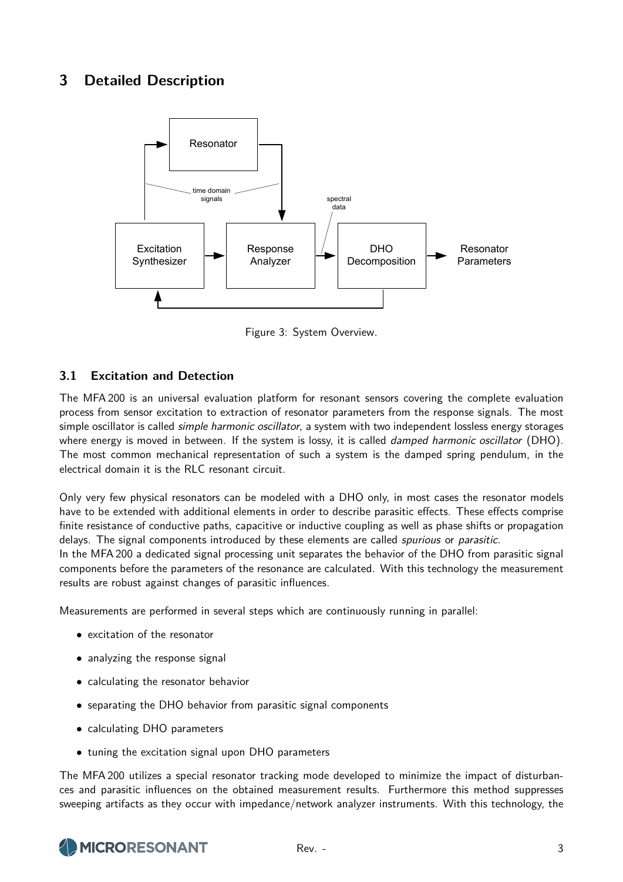# 3 Detailed Description

Figure 3: System Overview.

## 3.1 Excitation and Detection

The MFA 200 is an universal evaluation platform for resonant sensors covering the complete evaluation process from sensor excitation to extraction of resonator parameters from the response signals. The most simple oscillator is called *simple harmonic oscillator*, a system with two independent lossless energy storages where energy is moved in between. If the system is lossy, it is called *damped harmonic oscillator* (DHO). The most common mechanical representation of such a system is the damped spring pendulum, in the electrical domain it is the RLC resonant circuit.

Only very few physical resonators can be modeled with a DHO only, in most cases the resonator models have to be extended with additional elements in order to describe parasitic effects. These effects comprise finite resistance of conductive paths, capacitive or inductive coupling as well as phase shifts or propagation delays. The signal components introduced by these elements are called *spurious* or *parasitic*.
In the MFA 200 a dedicated signal processing unit separates the behavior of the DHO from parasitic signal components before the parameters of the resonance are calculated. With this technology the measurement results are robust against changes of parasitic influences.

Measurements are performed in several steps which are continuously running in parallel:

- excitation of the resonator
- analyzing the response signal
- calculating the resonator behavior
- separating the DHO behavior from parasitic signal components
- calculating DHO parameters
- tuning the excitation signal upon DHO parameters

The MFA 200 utilizes a special resonator tracking mode developed to minimize the impact of disturbances and parasitic influences on the obtained measurement results. Furthermore this method suppresses sweeping artifacts as they occur with impedance/network analyzer instruments. With this technology, the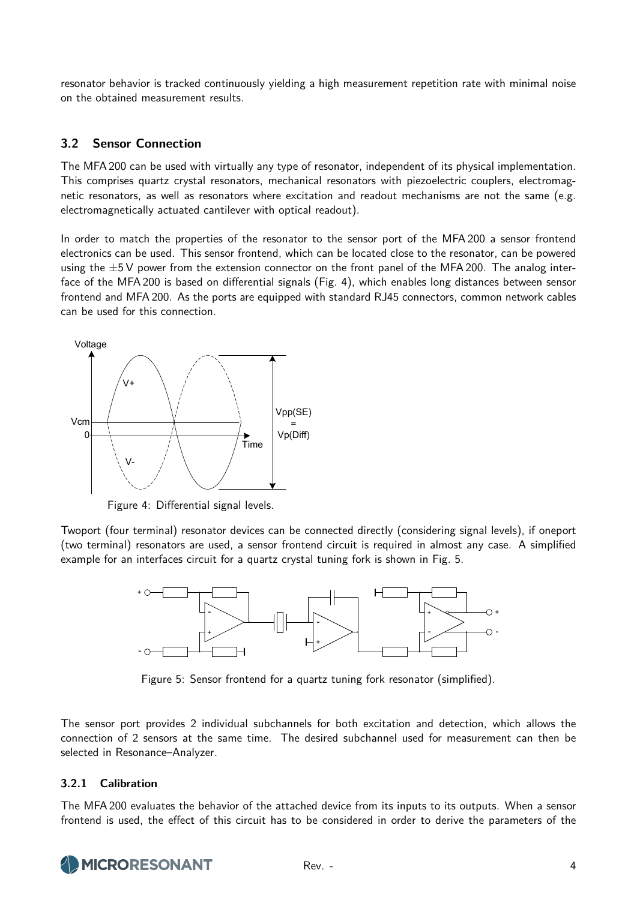resonator behavior is tracked continuously yielding a high measurement repetition rate with minimal noise on the obtained measurement results.

### 3.2 Sensor Connection

The MFA 200 can be used with virtually any type of resonator, independent of its physical implementation. This comprises quartz crystal resonators, mechanical resonators with piezoelectric couplers, electromagnetic resonators, as well as resonators where excitation and readout mechanisms are not the same (e.g. electromagnetically actuated cantilever with optical readout).

In order to match the properties of the resonator to the sensor port of the MFA 200 a sensor frontend electronics can be used. This sensor frontend, which can be located close to the resonator, can be powered using the $\pm 5$ V power from the extension connector on the front panel of the MFA 200. The analog interface of the MFA 200 is based on differential signals (Fig. 4), which enables long distances between sensor frontend and MFA 200. As the ports are equipped with standard RJ45 connectors, common network cables can be used for this connection.

Figure 4: Differential signal levels.

Twoport (four terminal) resonator devices can be connected directly (considering signal levels), if oneport (two terminal) resonators are used, a sensor frontend circuit is required in almost any case. A simplified example for an interfaces circuit for a quartz crystal tuning fork is shown in Fig. 5.

Figure 5: Sensor frontend for a quartz tuning fork resonator (simplified).

The sensor port provides 2 individual subchannels for both excitation and detection, which allows the connection of 2 sensors at the same time. The desired subchannel used for measurement can then be selected in Resonance–Analyzer.

#### 3.2.1 Calibration

The MFA 200 evaluates the behavior of the attached device from its inputs to its outputs. When a sensor frontend is used, the effect of this circuit has to be considered in order to derive the parameters of the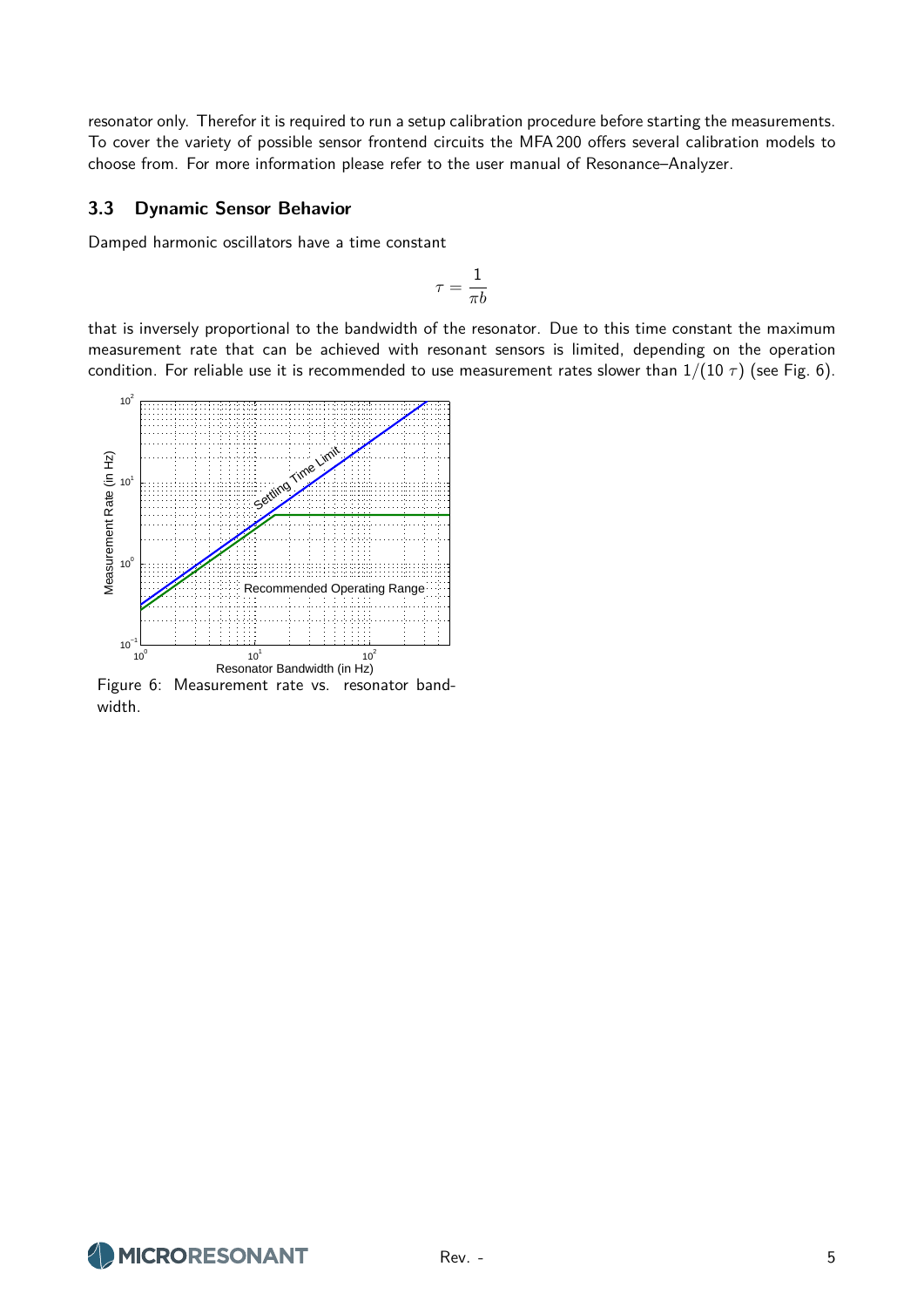resonator only. Therefor it is required to run a setup calibration procedure before starting the measurements. To cover the variety of possible sensor frontend circuits the MFA 200 offers several calibration models to choose from. For more information please refer to the user manual of Resonance–Analyzer.

### 3.3 Dynamic Sensor Behavior

Damped harmonic oscillators have a time constant

$$\tau = \frac{1}{\pi b}$$

that is inversely proportional to the bandwidth of the resonator. Due to this time constant the maximum measurement rate that can be achieved with resonant sensors is limited, depending on the operation condition. For reliable use it is recommended to use measurement rates slower than $1/(10\ \tau)$ (see Fig. 6).

Figure 6: Measurement rate vs. resonator bandwidth.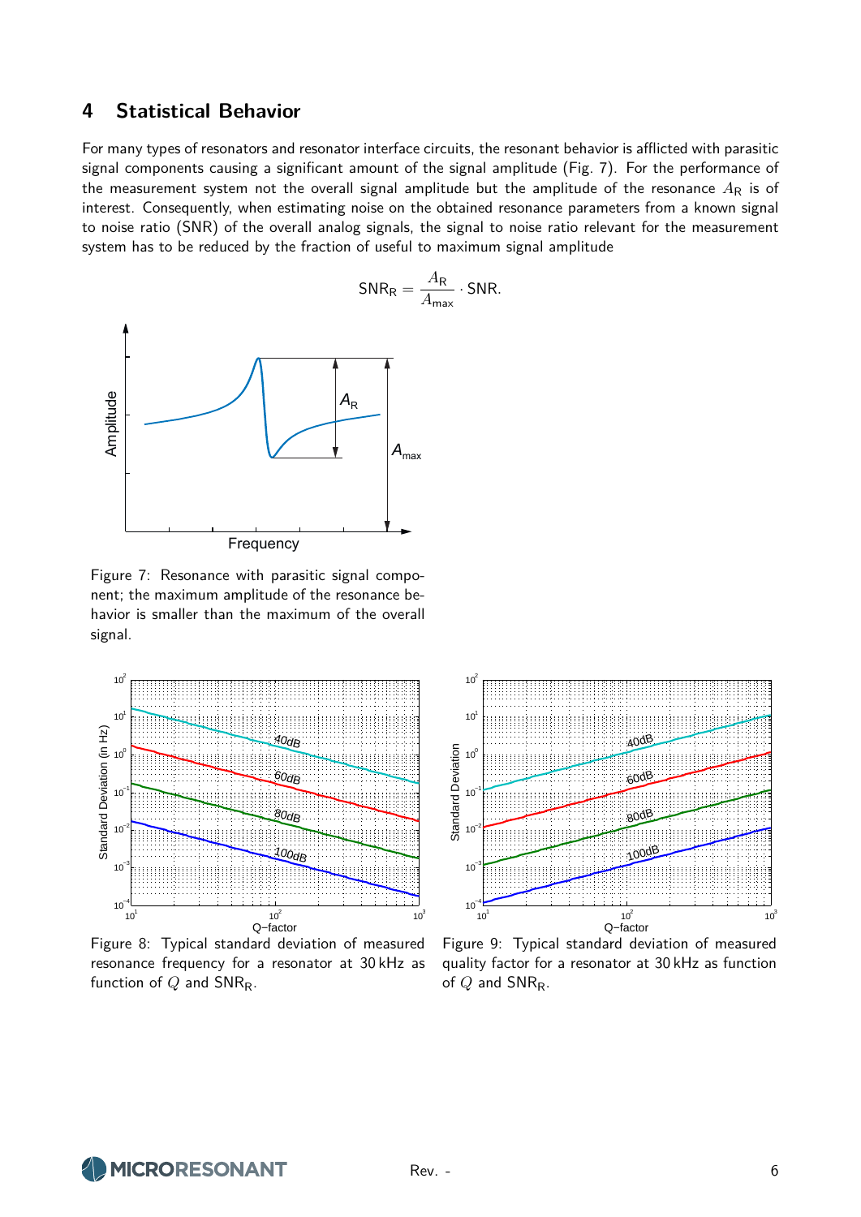## 4 Statistical Behavior

For many types of resonators and resonator interface circuits, the resonant behavior is afflicted with parasitic signal components causing a significant amount of the signal amplitude (Fig. 7). For the performance of the measurement system not the overall signal amplitude but the amplitude of the resonance $A_\mathrm{R}$ is of interest. Consequently, when estimating noise on the obtained resonance parameters from a known signal to noise ratio (SNR) of the overall analog signals, the signal to noise ratio relevant for the measurement system has to be reduced by the fraction of useful to maximum signal amplitude

$$\mathsf{SNR_R} = \frac{A_\mathrm{R}}{A_\mathrm{max}} \cdot \mathsf{SNR}.$$

Figure 7: Resonance with parasitic signal component; the maximum amplitude of the resonance behavior is smaller than the maximum of the overall signal.

Figure 8: Typical standard deviation of measured resonance frequency for a resonator at 30 kHz as function of $Q$ and $\mathsf{SNR_R}$.

Figure 9: Typical standard deviation of measured quality factor for a resonator at 30 kHz as function of $Q$ and $\mathsf{SNR_R}$.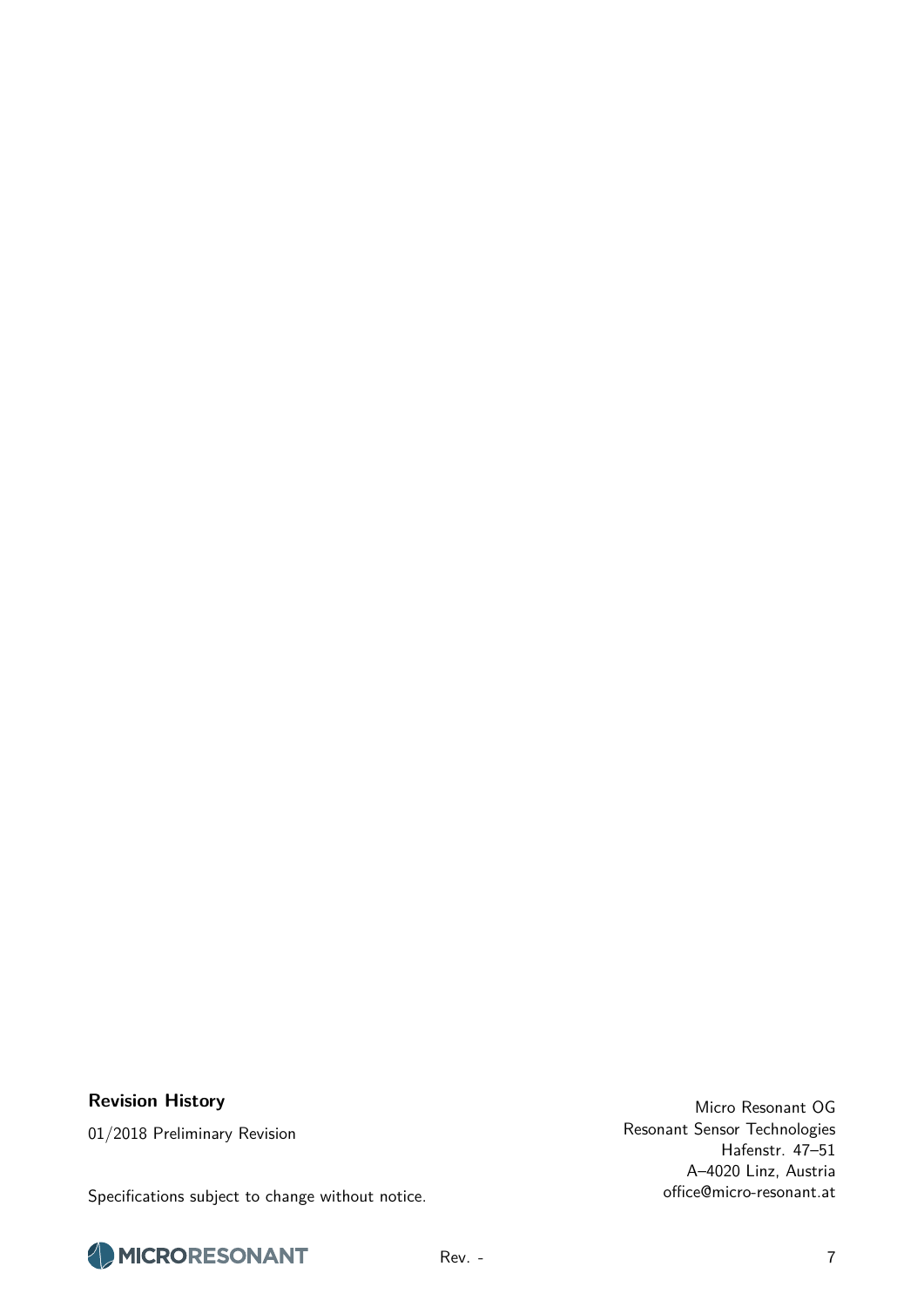**Revision History**

01/2018 Preliminary Revision

Specifications subject to change without notice.

Micro Resonant OG
Resonant Sensor Technologies
Hafenstr. 47–51
A–4020 Linz, Austria
office@micro-resonant.at